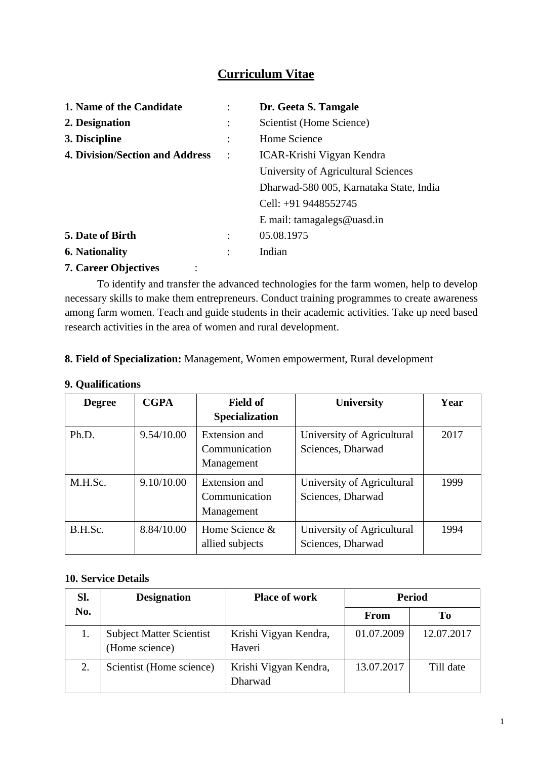# Curriculum Vitae

**1. Name of the Candidate** : **Dr. Geeta S. Tamgale**

**2. Designation** : Scientist (Home Science)

**3. Discipline** : Home Science

**4. Division/Section and Address** : ICAR-Krishi Vigyan Kendra
University of Agricultural Sciences
Dharwad-580 005, Karnataka State, India
Cell: +91 9448552745
E mail: tamagalegs@uasd.in

**5. Date of Birth** : 05.08.1975

**6. Nationality** : Indian

**7. Career Objectives** :

To identify and transfer the advanced technologies for the farm women, help to develop necessary skills to make them entrepreneurs. Conduct training programmes to create awareness among farm women. Teach and guide students in their academic activities. Take up need based research activities in the area of women and rural development.

**8. Field of Specialization:** Management, Women empowerment, Rural development

**9. Qualifications**

| Degree | CGPA | Field of Specialization | University | Year |
|---|---|---|---|---|
| Ph.D. | 9.54/10.00 | Extension and Communication Management | University of Agricultural Sciences, Dharwad | 2017 |
| M.H.Sc. | 9.10/10.00 | Extension and Communication Management | University of Agricultural Sciences, Dharwad | 1999 |
| B.H.Sc. | 8.84/10.00 | Home Science & allied subjects | University of Agricultural Sciences, Dharwad | 1994 |

**10. Service Details**

| Sl. No. | Designation | Place of work | Period | |
|---|---|---|---|---|
| | | | From | To |
| 1. | Subject Matter Scientist (Home science) | Krishi Vigyan Kendra, Haveri | 01.07.2009 | 12.07.2017 |
| 2. | Scientist (Home science) | Krishi Vigyan Kendra, Dharwad | 13.07.2017 | Till date |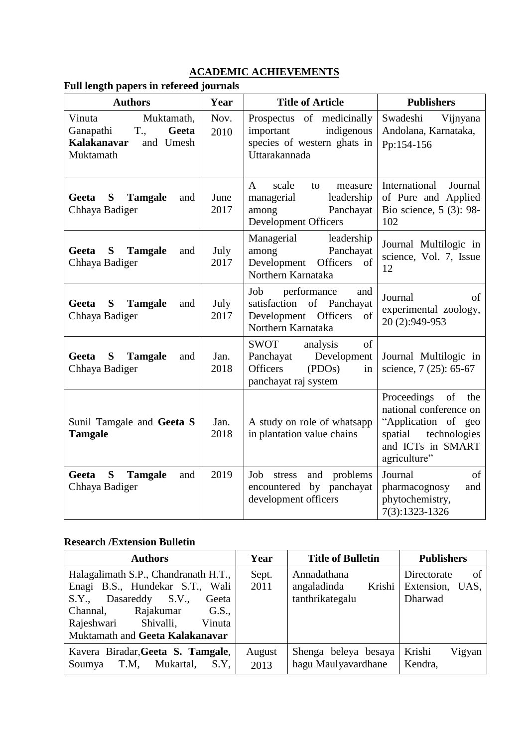## ACADEMIC ACHIEVEMENTS

### Full length papers in refereed journals

| Authors | Year | Title of Article | Publishers |
|---|---|---|---|
| Vinuta Muktamath, Ganapathi T., **Geeta Kalakanavar** and Umesh Muktamath | Nov. 2010 | Prospectus of medicinally important indigenous species of western ghats in Uttarakannada | Swadeshi Vijnyana Andolana, Karnataka, Pp:154-156 |
| **Geeta S Tamgale** and Chhaya Badiger | June 2017 | A scale to measure managerial leadership among Panchayat Development Officers | International Journal of Pure and Applied Bio science, 5 (3): 98-102 |
| **Geeta S Tamgale** and Chhaya Badiger | July 2017 | Managerial leadership among Panchayat Development Officers of Northern Karnataka | Journal Multilogic in science, Vol. 7, Issue 12 |
| **Geeta S Tamgale** and Chhaya Badiger | July 2017 | Job performance and satisfaction of Panchayat Development Officers of Northern Karnataka | Journal of experimental zoology, 20 (2):949-953 |
| **Geeta S Tamgale** and Chhaya Badiger | Jan. 2018 | SWOT analysis of Panchayat Development Officers (PDOs) in panchayat raj system | Journal Multilogic in science, 7 (25): 65-67 |
| Sunil Tamgale and **Geeta S Tamgale** | Jan. 2018 | A study on role of whatsapp in plantation value chains | Proceedings of the national conference on "Application of geo spatial technologies and ICTs in SMART agriculture" |
| **Geeta S Tamgale** and Chhaya Badiger | 2019 | Job stress and problems encountered by panchayat development officers | Journal of pharmacognosy and phytochemistry, 7(3):1323-1326 |

### Research /Extension Bulletin

| Authors | Year | Title of Bulletin | Publishers |
|---|---|---|---|
| Halagalimath S.P., Chandranath H.T., Enagi B.S., Hundekar S.T., Wali S.Y., Dasareddy S.V., Geeta Channal, Rajakumar G.S., Rajeshwari Shivalli, Vinuta Muktamath and **Geeta Kalakanavar** | Sept. 2011 | Annadathana angaladinda Krishi tanthrikategalu | Directorate of Extension, UAS, Dharwad |
| Kavera Biradar, **Geeta S. Tamgale**, Soumya T.M, Mukartal, S.Y, | August 2013 | Shenga beleya besaya hagu Maulyavardhane | Krishi Vigyan Kendra, |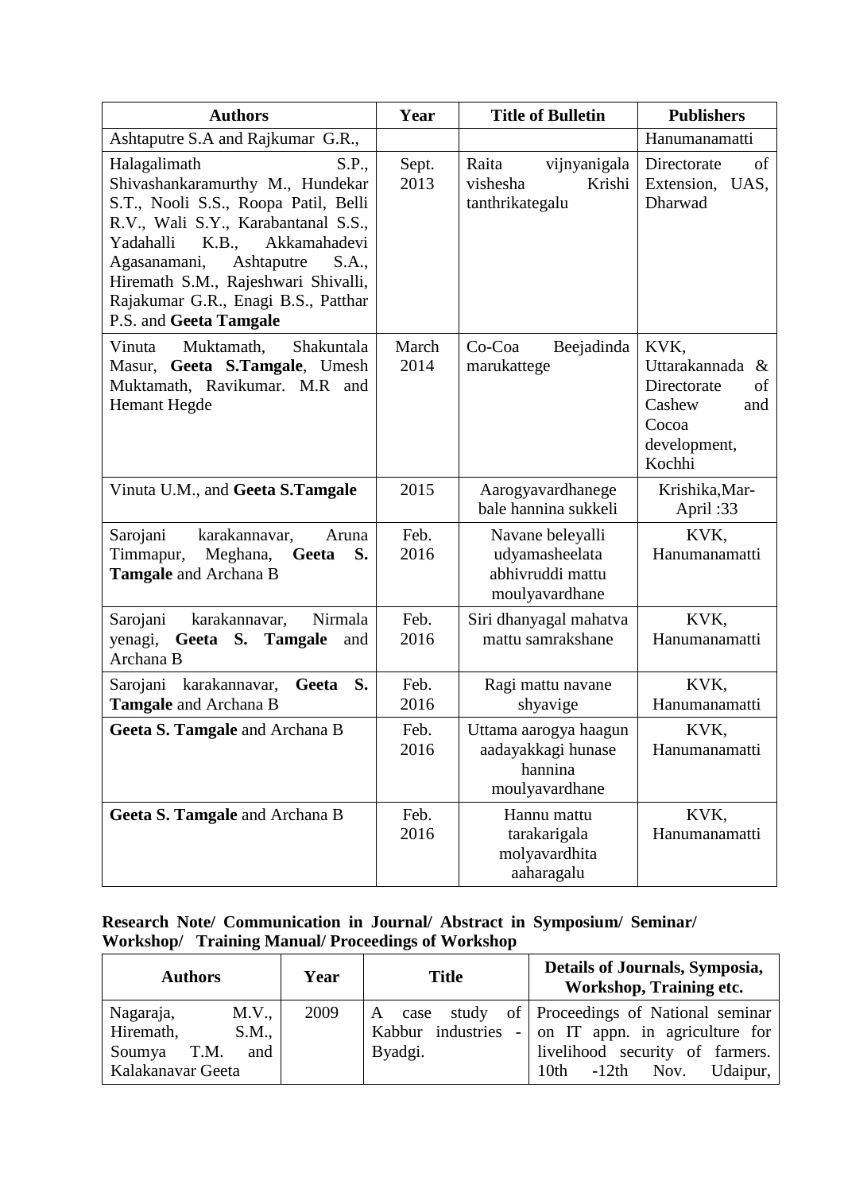| Authors | Year | Title of Bulletin | Publishers |
|---|---|---|---|
| Ashtaputre S.A and Rajkumar G.R., | | | Hanumanamatti |
| Halagalimath S.P., Shivashankaramurthy M., Hundekar S.T., Nooli S.S., Roopa Patil, Belli R.V., Wali S.Y., Karabantanal S.S., Yadahalli K.B., Akkamahadevi Agasanamani, Ashtaputre S.A., Hiremath S.M., Rajeshwari Shivalli, Rajakumar G.R., Enagi B.S., Patthar P.S. and **Geeta Tamgale** | Sept. 2013 | Raita vijnyanigala vishesha Krishi tanthrikategalu | Directorate of Extension, UAS, Dharwad |
| Vinuta Muktamath, Shakuntala Masur, **Geeta S.Tamgale**, Umesh Muktamath, Ravikumar. M.R and Hemant Hegde | March 2014 | Co-Coa Beejadinda marukattege | KVK, Uttarakannada & Directorate of Cashew and Cocoa development, Kochhi |
| Vinuta U.M., and **Geeta S.Tamgale** | 2015 | Aarogyavardhanege bale hannina sukkeli | Krishika,Mar-April :33 |
| Sarojani karakannavar, Aruna Timmapur, Meghana, **Geeta S. Tamgale** and Archana B | Feb. 2016 | Navane beleyalli udyamasheelata abhivruddi mattu moulyavardhane | KVK, Hanumanamatti |
| Sarojani karakannavar, Nirmala yenagi, **Geeta S. Tamgale** and Archana B | Feb. 2016 | Siri dhanyagal mahatva mattu samrakshane | KVK, Hanumanamatti |
| Sarojani karakannavar, **Geeta S. Tamgale** and Archana B | Feb. 2016 | Ragi mattu navane shyavige | KVK, Hanumanamatti |
| **Geeta S. Tamgale** and Archana B | Feb. 2016 | Uttama aarogya haagun aadayakkagi hunase hannina moulyavardhane | KVK, Hanumanamatti |
| **Geeta S. Tamgale** and Archana B | Feb. 2016 | Hannu mattu tarakarigala molyavardhita aaharagalu | KVK, Hanumanamatti |

**Research Note/ Communication in Journal/ Abstract in Symposium/ Seminar/ Workshop/ Training Manual/ Proceedings of Workshop**

| Authors | Year | Title | Details of Journals, Symposia, Workshop, Training etc. |
|---|---|---|---|
| Nagaraja, M.V., Hiremath, S.M., Soumya T.M. and Kalakanavar Geeta | 2009 | A case study of Kabbur industries - Byadgi. | Proceedings of National seminar on IT appn. in agriculture for livelihood security of farmers. 10th -12th Nov. Udaipur, |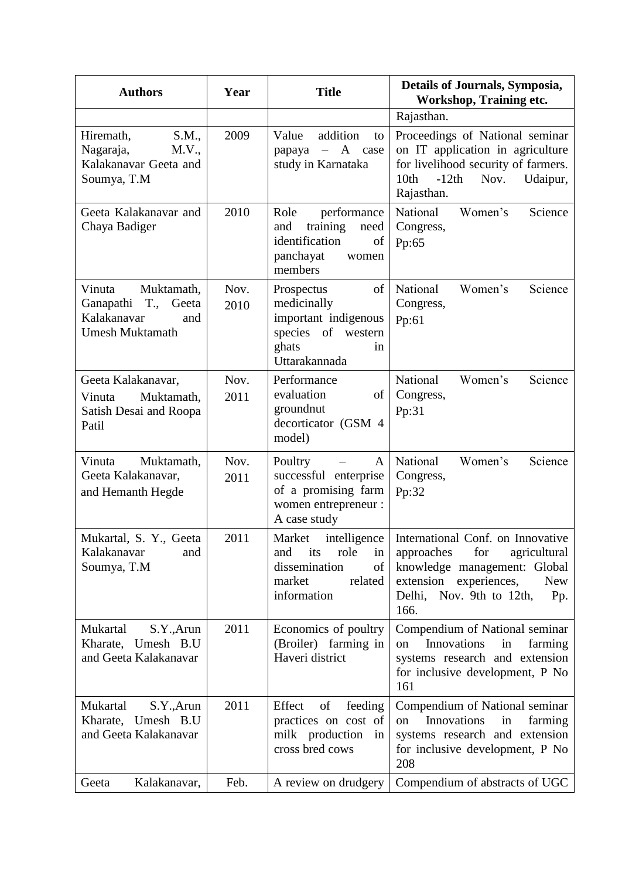| Authors | Year | Title | Details of Journals, Symposia, Workshop, Training etc. |
|---|---|---|---|
| | | | Rajasthan. |
| Hiremath, S.M., Nagaraja, M.V., Kalakanavar Geeta and Soumya, T.M | 2009 | Value addition to papaya – A case study in Karnataka | Proceedings of National seminar on IT application in agriculture for livelihood security of farmers. 10th -12th Nov. Udaipur, Rajasthan. |
| Geeta Kalakanavar and Chaya Badiger | 2010 | Role performance and training need identification of panchayat women members | National Women's Science Congress, Pp:65 |
| Vinuta Muktamath, Ganapathi T., Geeta Kalakanavar and Umesh Muktamath | Nov. 2010 | Prospectus of medicinally important indigenous species of western ghats in Uttarakannada | National Women's Science Congress, Pp:61 |
| Geeta Kalakanavar, Vinuta Muktamath, Satish Desai and Roopa Patil | Nov. 2011 | Performance evaluation of groundnut decorticator (GSM 4 model) | National Women's Science Congress, Pp:31 |
| Vinuta Muktamath, Geeta Kalakanavar, and Hemanth Hegde | Nov. 2011 | Poultry – A successful enterprise of a promising farm women entrepreneur : A case study | National Women's Science Congress, Pp:32 |
| Mukartal, S. Y., Geeta Kalakanavar and Soumya, T.M | 2011 | Market intelligence and its role in dissemination of market related information | International Conf. on Innovative approaches for agricultural knowledge management: Global extension experiences, New Delhi, Nov. 9th to 12th, Pp. 166. |
| Mukartal S.Y.,Arun Kharate, Umesh B.U and Geeta Kalakanavar | 2011 | Economics of poultry (Broiler) farming in Haveri district | Compendium of National seminar on Innovations in farming systems research and extension for inclusive development, P No 161 |
| Mukartal S.Y.,Arun Kharate, Umesh B.U and Geeta Kalakanavar | 2011 | Effect of feeding practices on cost of milk production in cross bred cows | Compendium of National seminar on Innovations in farming systems research and extension for inclusive development, P No 208 |
| Geeta Kalakanavar, | Feb. | A review on drudgery | Compendium of abstracts of UGC |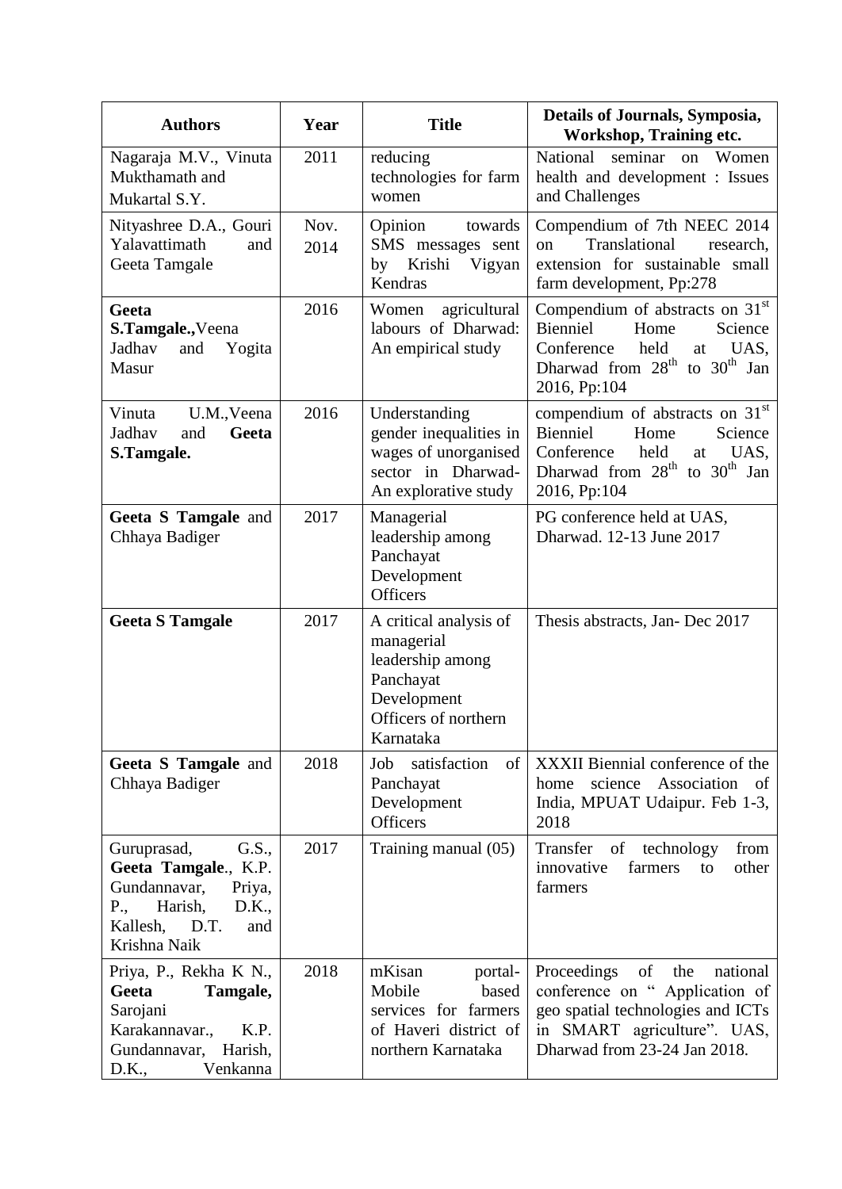| Authors | Year | Title | Details of Journals, Symposia, Workshop, Training etc. |
|---|---|---|---|
| Nagaraja M.V., Vinuta Mukthamath and Mukartal S.Y. | 2011 | reducing technologies for farm women | National seminar on Women health and development : Issues and Challenges |
| Nityashree D.A., Gouri Yalavattimath and Geeta Tamgale | Nov. 2014 | Opinion towards SMS messages sent by Krishi Vigyan Kendras | Compendium of 7th NEEC 2014 on Translational research, extension for sustainable small farm development, Pp:278 |
| **Geeta S.Tamgale.,** Veena Jadhav and Yogita Masur | 2016 | Women agricultural labours of Dharwad: An empirical study | Compendium of abstracts on 31st Bienniel Home Science Conference held at UAS, Dharwad from 28th to 30th Jan 2016, Pp:104 |
| Vinuta U.M., Veena Jadhav and **Geeta S.Tamgale.** | 2016 | Understanding gender inequalities in wages of unorganised sector in Dharwad- An explorative study | compendium of abstracts on 31st Bienniel Home Science Conference held at UAS, Dharwad from 28th to 30th Jan 2016, Pp:104 |
| **Geeta S Tamgale** and Chhaya Badiger | 2017 | Managerial leadership among Panchayat Development Officers | PG conference held at UAS, Dharwad. 12-13 June 2017 |
| **Geeta S Tamgale** | 2017 | A critical analysis of managerial leadership among Panchayat Development Officers of northern Karnataka | Thesis abstracts, Jan- Dec 2017 |
| **Geeta S Tamgale** and Chhaya Badiger | 2018 | Job satisfaction of Panchayat Development Officers | XXXII Biennial conference of the home science Association of India, MPUAT Udaipur. Feb 1-3, 2018 |
| Guruprasad, G.S., **Geeta Tamgale**., K.P. Gundannavar, Priya, P., Harish, D.K., Kallesh, D.T. and Krishna Naik | 2017 | Training manual (05) | Transfer of technology from innovative farmers to other farmers |
| Priya, P., Rekha K N., **Geeta Tamgale,** Sarojani Karakannavar., K.P. Gundannavar, Harish, D.K., Venkanna | 2018 | mKisan portal- Mobile based services for farmers of Haveri district of northern Karnataka | Proceedings of the national conference on " Application of geo spatial technologies and ICTs in SMART agriculture". UAS, Dharwad from 23-24 Jan 2018. |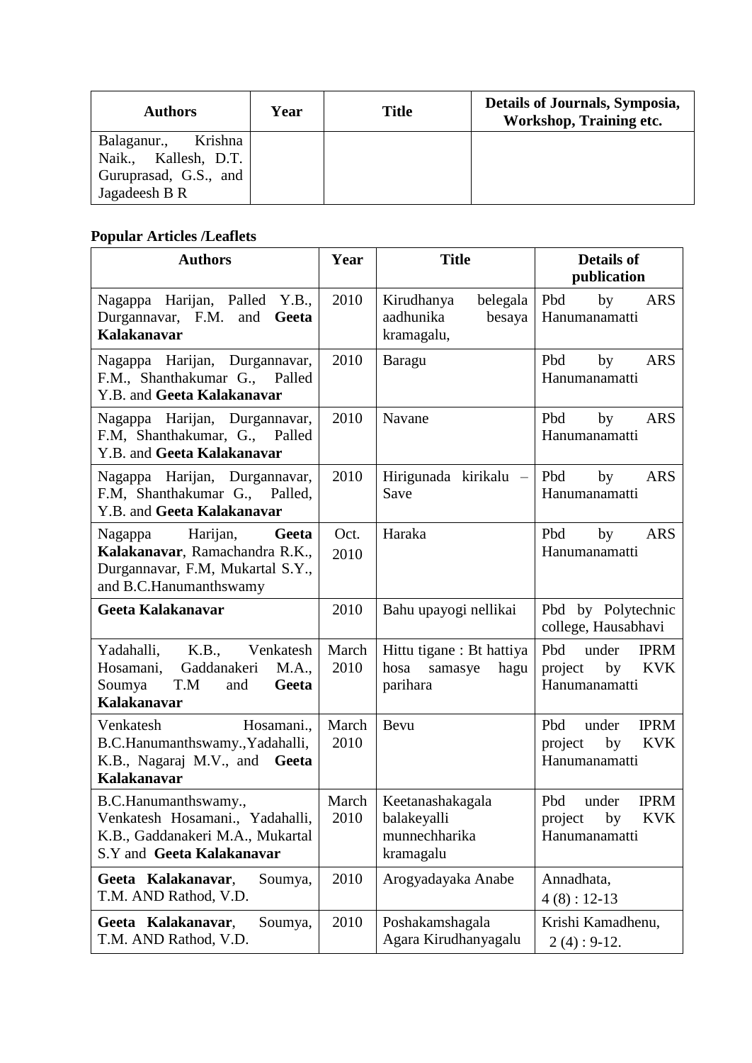| Authors | Year | Title | Details of Journals, Symposia, Workshop, Training etc. |
|---|---|---|---|
| Balaganur., Krishna Naik., Kallesh, D.T. Guruprasad, G.S., and Jagadeesh B R | | | |

**Popular Articles /Leaflets**

| Authors | Year | Title | Details of publication |
|---|---|---|---|
| Nagappa Harijan, Palled Y.B., Durgannavar, F.M. and **Geeta Kalakanavar** | 2010 | Kirudhanya belegala aadhunika besaya kramagalu, | Pbd by ARS Hanumanamatti |
| Nagappa Harijan, Durgannavar, F.M., Shanthakumar G., Palled Y.B. and **Geeta Kalakanavar** | 2010 | Baragu | Pbd by ARS Hanumanamatti |
| Nagappa Harijan, Durgannavar, F.M, Shanthakumar, G., Palled Y.B. and **Geeta Kalakanavar** | 2010 | Navane | Pbd by ARS Hanumanamatti |
| Nagappa Harijan, Durgannavar, F.M, Shanthakumar G., Palled, Y.B. and **Geeta Kalakanavar** | 2010 | Hirigunada kirikalu – Save | Pbd by ARS Hanumanamatti |
| Nagappa Harijan, **Geeta Kalakanavar**, Ramachandra R.K., Durgannavar, F.M, Mukartal S.Y., and B.C.Hanumanthswamy | Oct. 2010 | Haraka | Pbd by ARS Hanumanamatti |
| **Geeta Kalakanavar** | 2010 | Bahu upayogi nellikai | Pbd by Polytechnic college, Hausabhavi |
| Yadahalli, K.B., Venkatesh Hosamani, Gaddanakeri M.A., Soumya T.M and **Geeta Kalakanavar** | March 2010 | Hittu tigane : Bt hattiya hosa samasye hagu parihara | Pbd under IPRM project by KVK Hanumanamatti |
| Venkatesh Hosamani., B.C.Hanumanthswamy.,Yadahalli, K.B., Nagaraj M.V., and **Geeta Kalakanavar** | March 2010 | Bevu | Pbd under IPRM project by KVK Hanumanamatti |
| B.C.Hanumanthswamy., Venkatesh Hosamani., Yadahalli, K.B., Gaddanakeri M.A., Mukartal S.Y and **Geeta Kalakanavar** | March 2010 | Keetanashakagala balakeyalli munnechharika kramagalu | Pbd under IPRM project by KVK Hanumanamatti |
| **Geeta Kalakanavar**, Soumya, T.M. AND Rathod, V.D. | 2010 | Arogyadayaka Anabe | Annadhata, 4 (8) : 12-13 |
| **Geeta Kalakanavar**, Soumya, T.M. AND Rathod, V.D. | 2010 | Poshakamshagala Agara Kirudhanyagalu | Krishi Kamadhenu, 2 (4) : 9-12. |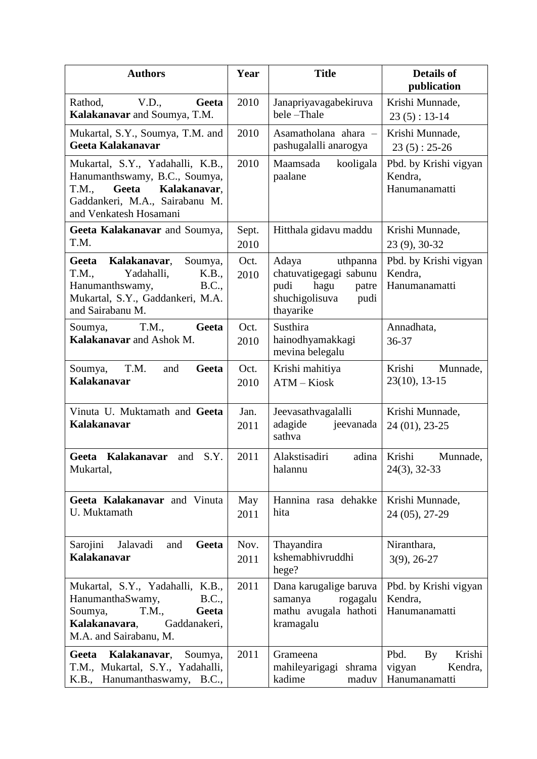| Authors | Year | Title | Details of publication |
|---|---|---|---|
| Rathod, V.D., **Geeta Kalakanavar** and Soumya, T.M. | 2010 | Janapriyavagabekiruva bele –Thale | Krishi Munnade, 23 (5) : 13-14 |
| Mukartal, S.Y., Soumya, T.M. and **Geeta Kalakanavar** | 2010 | Asamatholana ahara – pashugalalli anarogya | Krishi Munnade, 23 (5) : 25-26 |
| Mukartal, S.Y., Yadahalli, K.B., Hanumanthswamy, B.C., Soumya, T.M., **Geeta Kalakanavar**, Gaddankeri, M.A., Sairabanu M. and Venkatesh Hosamani | 2010 | Maamsada kooligala paalane | Pbd. by Krishi vigyan Kendra, Hanumanamatti |
| **Geeta Kalakanavar** and Soumya, T.M. | Sept. 2010 | Hitthala gidavu maddu | Krishi Munnade, 23 (9), 30-32 |
| **Geeta Kalakanavar**, Soumya, T.M., Yadahalli, K.B., Hanumanthswamy, B.C., Mukartal, S.Y., Gaddankeri, M.A. and Sairabanu M. | Oct. 2010 | Adaya uthpanna chatuvatigegagi sabunu pudi hagu patre shuchigolisuva pudi thayarike | Pbd. by Krishi vigyan Kendra, Hanumanamatti |
| Soumya, T.M., **Geeta Kalakanavar** and Ashok M. | Oct. 2010 | Susthira hainodhyamakkagi mevina belegalu | Annadhata, 36-37 |
| Soumya, T.M. and **Geeta Kalakanavar** | Oct. 2010 | Krishi mahitiya ATM – Kiosk | Krishi Munnade, 23(10), 13-15 |
| Vinuta U. Muktamath and **Geeta Kalakanavar** | Jan. 2011 | Jeevasathvagalalli adagide jeevanada sathva | Krishi Munnade, 24 (01), 23-25 |
| **Geeta Kalakanavar** and S.Y. Mukartal, | 2011 | Alakstisadiri adina halannu | Krishi Munnade, 24(3), 32-33 |
| **Geeta Kalakanavar** and Vinuta U. Muktamath | May 2011 | Hannina rasa dehakke hita | Krishi Munnade, 24 (05), 27-29 |
| Sarojini Jalavadi and **Geeta Kalakanavar** | Nov. 2011 | Thayandira kshemabhivruddhi hege? | Niranthara, 3(9), 26-27 |
| Mukartal, S.Y., Yadahalli, K.B., HanumanthaSwamy, B.C., Soumya, T.M., **Geeta Kalakanavara**, Gaddanakeri, M.A. and Sairabanu, M. | 2011 | Dana karugalige baruva samanya rogagalu mathu avugala hathoti kramagalu | Pbd. by Krishi vigyan Kendra, Hanumanamatti |
| **Geeta Kalakanavar**, Soumya, T.M., Mukartal, S.Y., Yadahalli, K.B., Hanumanthaswamy, B.C., | 2011 | Grameena mahileyarigagi shrama kadime maduv | Pbd. By Krishi vigyan Kendra, Hanumanamatti |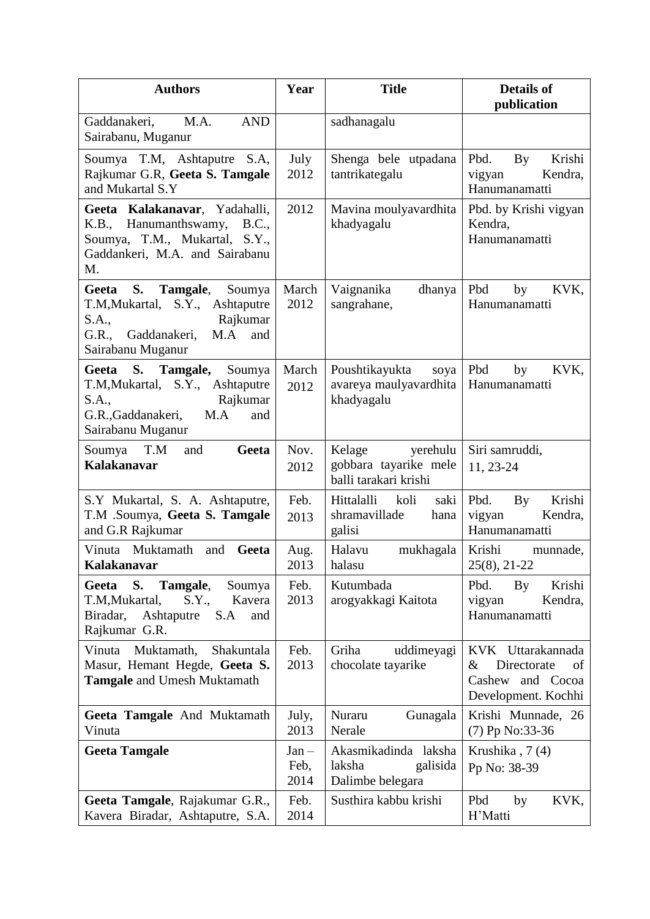| Authors | Year | Title | Details of publication |
|---|---|---|---|
| Gaddanakeri, M.A. AND Sairabanu, Muganur | | sadhanagalu | |
| Soumya T.M, Ashtaputre S.A, Rajkumar G.R, **Geeta S. Tamgale** and Mukartal S.Y | July 2012 | Shenga bele utpadana tantrikategalu | Pbd. By Krishi vigyan Kendra, Hanumanamatti |
| **Geeta Kalakanavar**, Yadahalli, K.B., Hanumanthswamy, B.C., Soumya, T.M., Mukartal, S.Y., Gaddankeri, M.A. and Sairabanu M. | 2012 | Mavina moulyavardhita khadyagalu | Pbd. by Krishi vigyan Kendra, Hanumanamatti |
| **Geeta S. Tamgale**, Soumya T.M,Mukartal, S.Y., Ashtaputre S.A., Rajkumar G.R., Gaddanakeri, M.A and Sairabanu Muganur | March 2012 | Vaignanika dhanya sangrahane, | Pbd by KVK, Hanumanamatti |
| **Geeta S. Tamgale,** Soumya T.M,Mukartal, S.Y., Ashtaputre S.A., Rajkumar G.R.,Gaddanakeri, M.A and Sairabanu Muganur | March 2012 | Poushtikayukta soya avareya maulyavardhita khadyagalu | Pbd by KVK, Hanumanamatti |
| Soumya T.M and **Geeta Kalakanavar** | Nov. 2012 | Kelage yerehulu gobbara tayarike mele balli tarakari krishi | Siri samruddi, 11, 23-24 |
| S.Y Mukartal, S. A. Ashtaputre, T.M .Soumya, **Geeta S. Tamgale** and G.R Rajkumar | Feb. 2013 | Hittalalli koli saki shramavillade hana galisi | Pbd. By Krishi vigyan Kendra, Hanumanamatti |
| Vinuta Muktamath and **Geeta Kalakanavar** | Aug. 2013 | Halavu mukhagala halasu | Krishi munnade, 25(8), 21-22 |
| **Geeta S. Tamgale**, Soumya T.M,Mukartal, S.Y., Kavera Biradar, Ashtaputre S.A and Rajkumar G.R. | Feb. 2013 | Kutumbada arogyakkagi Kaitota | Pbd. By Krishi vigyan Kendra, Hanumanamatti |
| Vinuta Muktamath, Shakuntala Masur, Hemant Hegde, **Geeta S. Tamgale** and Umesh Muktamath | Feb. 2013 | Griha uddimeyagi chocolate tayarike | KVK Uttarakannada & Directorate of Cashew and Cocoa Development. Kochhi |
| **Geeta Tamgale** And Muktamath Vinuta | July, 2013 | Nuraru Gunagala Nerale | Krishi Munnade, 26 (7) Pp No:33-36 |
| **Geeta Tamgale** | Jan – Feb, 2014 | Akasmikadinda laksha laksha galisida Dalimbe belegara | Krushika , 7 (4) Pp No: 38-39 |
| **Geeta Tamgale**, Rajakumar G.R., Kavera Biradar, Ashtaputre, S.A. | Feb. 2014 | Susthira kabbu krishi | Pbd by KVK, H'Matti |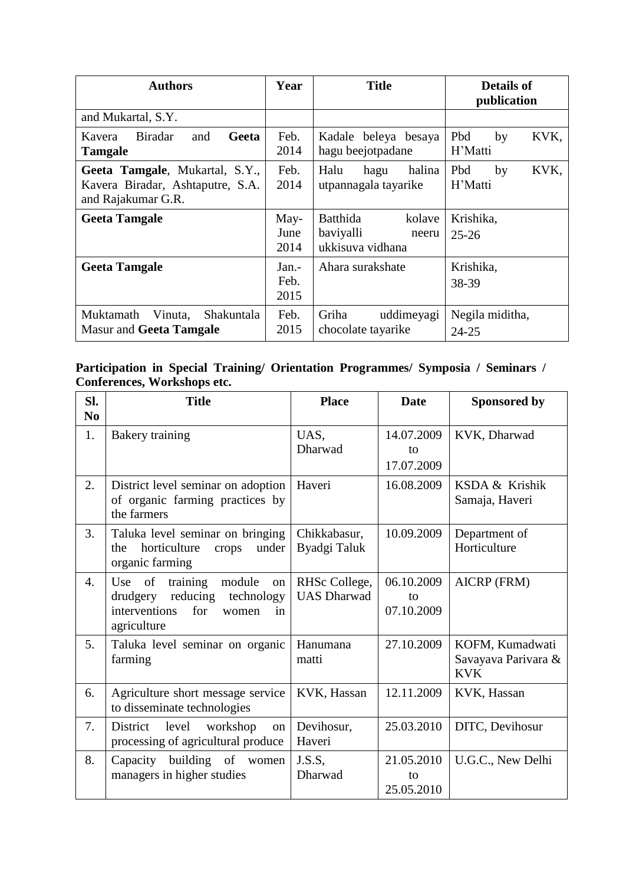| Authors | Year | Title | Details of publication |
|---|---|---|---|
| and Mukartal, S.Y. | | | |
| Kavera Biradar and **Geeta Tamgale** | Feb. 2014 | Kadale beleya besaya hagu beejotpadane | Pbd by KVK, H'Matti |
| **Geeta Tamgale**, Mukartal, S.Y., Kavera Biradar, Ashtaputre, S.A. and Rajakumar G.R. | Feb. 2014 | Halu hagu halina utpannagala tayarike | Pbd by KVK, H'Matti |
| **Geeta Tamgale** | May-June 2014 | Batthida kolave baviyalli neeru ukkisuva vidhana | Krishika, 25-26 |
| **Geeta Tamgale** | Jan.-Feb. 2015 | Ahara surakshate | Krishika, 38-39 |
| Muktamath Vinuta, Shakuntala Masur and **Geeta Tamgale** | Feb. 2015 | Griha uddimeyagi chocolate tayarike | Negila miditha, 24-25 |

**Participation in Special Training/ Orientation Programmes/ Symposia / Seminars / Conferences, Workshops etc.**

| Sl. No | Title | Place | Date | Sponsored by |
|---|---|---|---|---|
| 1. | Bakery training | UAS, Dharwad | 14.07.2009 to 17.07.2009 | KVK, Dharwad |
| 2. | District level seminar on adoption of organic farming practices by the farmers | Haveri | 16.08.2009 | KSDA & Krishik Samaja, Haveri |
| 3. | Taluka level seminar on bringing the horticulture crops under organic farming | Chikkabasur, Byadgi Taluk | 10.09.2009 | Department of Horticulture |
| 4. | Use of training module on drudgery reducing technology interventions for women in agriculture | RHSc College, UAS Dharwad | 06.10.2009 to 07.10.2009 | AICRP (FRM) |
| 5. | Taluka level seminar on organic farming | Hanumana matti | 27.10.2009 | KOFM, Kumadwati Savayava Parivara & KVK |
| 6. | Agriculture short message service to disseminate technologies | KVK, Hassan | 12.11.2009 | KVK, Hassan |
| 7. | District level workshop on processing of agricultural produce | Devihosur, Haveri | 25.03.2010 | DITC, Devihosur |
| 8. | Capacity building of women managers in higher studies | J.S.S, Dharwad | 21.05.2010 to 25.05.2010 | U.G.C., New Delhi |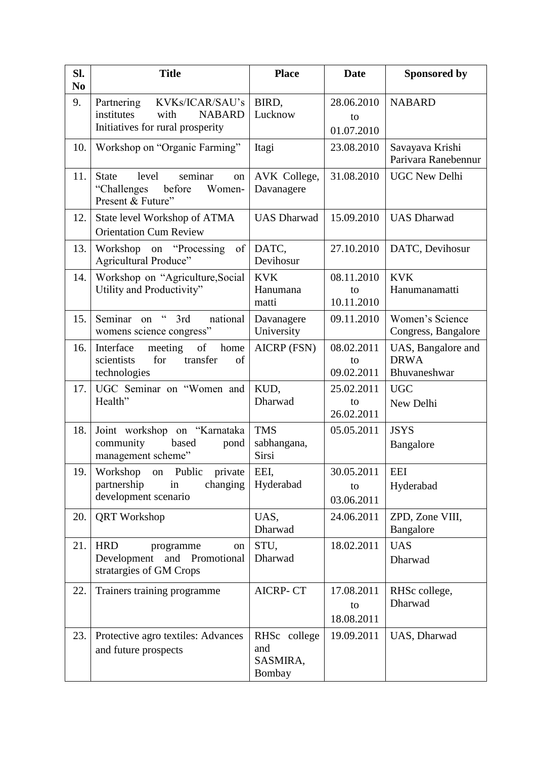| Sl. No | Title | Place | Date | Sponsored by |
|---|---|---|---|---|
| 9. | Partnering KVKs/ICAR/SAU's institutes with NABARD Initiatives for rural prosperity | BIRD, Lucknow | 28.06.2010 to 01.07.2010 | NABARD |
| 10. | Workshop on "Organic Farming" | Itagi | 23.08.2010 | Savayava Krishi Parivara Ranebennur |
| 11. | State level seminar on "Challenges before Women-Present & Future" | AVK College, Davanagere | 31.08.2010 | UGC New Delhi |
| 12. | State level Workshop of ATMA Orientation Cum Review | UAS Dharwad | 15.09.2010 | UAS Dharwad |
| 13. | Workshop on "Processing of Agricultural Produce" | DATC, Devihosur | 27.10.2010 | DATC, Devihosur |
| 14. | Workshop on "Agriculture,Social Utility and Productivity" | KVK Hanumana matti | 08.11.2010 to 10.11.2010 | KVK Hanumanamatti |
| 15. | Seminar on " 3rd national womens science congress" | Davanagere University | 09.11.2010 | Women's Science Congress, Bangalore |
| 16. | Interface meeting of home scientists for transfer of technologies | AICRP (FSN) | 08.02.2011 to 09.02.2011 | UAS, Bangalore and DRWA Bhuvaneshwar |
| 17. | UGC Seminar on "Women and Health" | KUD, Dharwad | 25.02.2011 to 26.02.2011 | UGC New Delhi |
| 18. | Joint workshop on "Karnataka community based pond management scheme" | TMS sabhangana, Sirsi | 05.05.2011 | JSYS Bangalore |
| 19. | Workshop on Public private partnership in changing development scenario | EEI, Hyderabad | 30.05.2011 to 03.06.2011 | EEI Hyderabad |
| 20. | QRT Workshop | UAS, Dharwad | 24.06.2011 | ZPD, Zone VIII, Bangalore |
| 21. | HRD programme on Development and Promotional stratargies of GM Crops | STU, Dharwad | 18.02.2011 | UAS Dharwad |
| 22. | Trainers training programme | AICRP- CT | 17.08.2011 to 18.08.2011 | RHSc college, Dharwad |
| 23. | Protective agro textiles: Advances and future prospects | RHSc college and SASMIRA, Bombay | 19.09.2011 | UAS, Dharwad |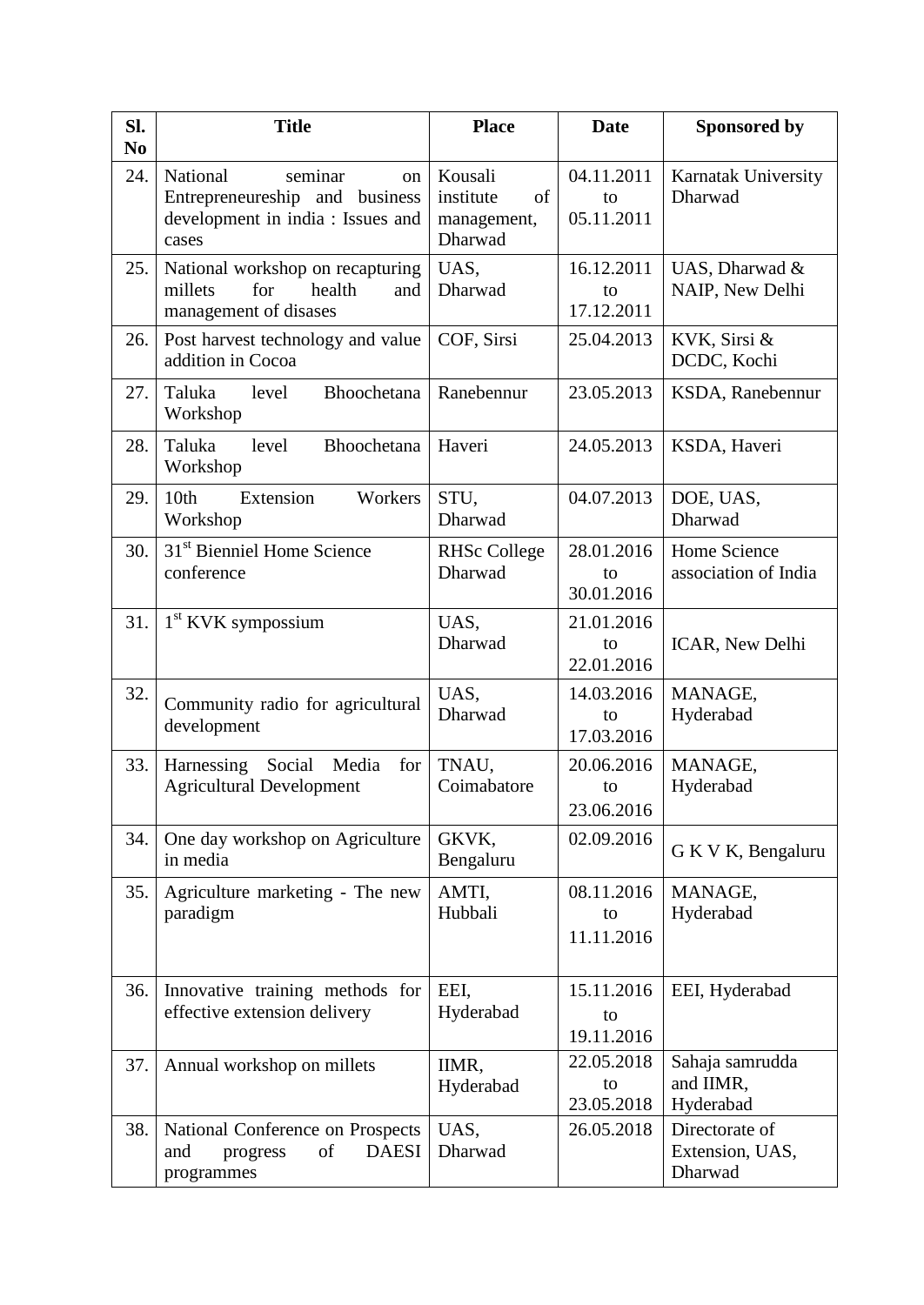| Sl. No | Title | Place | Date | Sponsored by |
|---|---|---|---|---|
| 24. | National seminar on Entrepreneureship and business development in india : Issues and cases | Kousali institute of management, Dharwad | 04.11.2011 to 05.11.2011 | Karnatak University Dharwad |
| 25. | National workshop on recapturing millets for health and management of disases | UAS, Dharwad | 16.12.2011 to 17.12.2011 | UAS, Dharwad & NAIP, New Delhi |
| 26. | Post harvest technology and value addition in Cocoa | COF, Sirsi | 25.04.2013 | KVK, Sirsi & DCDC, Kochi |
| 27. | Taluka level Bhoochetana Workshop | Ranebennur | 23.05.2013 | KSDA, Ranebennur |
| 28. | Taluka level Bhoochetana Workshop | Haveri | 24.05.2013 | KSDA, Haveri |
| 29. | 10th Extension Workers Workshop | STU, Dharwad | 04.07.2013 | DOE, UAS, Dharwad |
| 30. | 31st Bienniel Home Science conference | RHSc College Dharwad | 28.01.2016 to 30.01.2016 | Home Science association of India |
| 31. | 1st KVK sympossium | UAS, Dharwad | 21.01.2016 to 22.01.2016 | ICAR, New Delhi |
| 32. | Community radio for agricultural development | UAS, Dharwad | 14.03.2016 to 17.03.2016 | MANAGE, Hyderabad |
| 33. | Harnessing Social Media for Agricultural Development | TNAU, Coimbatore | 20.06.2016 to 23.06.2016 | MANAGE, Hyderabad |
| 34. | One day workshop on Agriculture in media | GKVK, Bengaluru | 02.09.2016 | G K V K, Bengaluru |
| 35. | Agriculture marketing - The new paradigm | AMTI, Hubbali | 08.11.2016 to 11.11.2016 | MANAGE, Hyderabad |
| 36. | Innovative training methods for effective extension delivery | EEI, Hyderabad | 15.11.2016 to 19.11.2016 | EEI, Hyderabad |
| 37. | Annual workshop on millets | IIMR, Hyderabad | 22.05.2018 to 23.05.2018 | Sahaja samrudda and IIMR, Hyderabad |
| 38. | National Conference on Prospects and progress of DAESI programmes | UAS, Dharwad | 26.05.2018 | Directorate of Extension, UAS, Dharwad |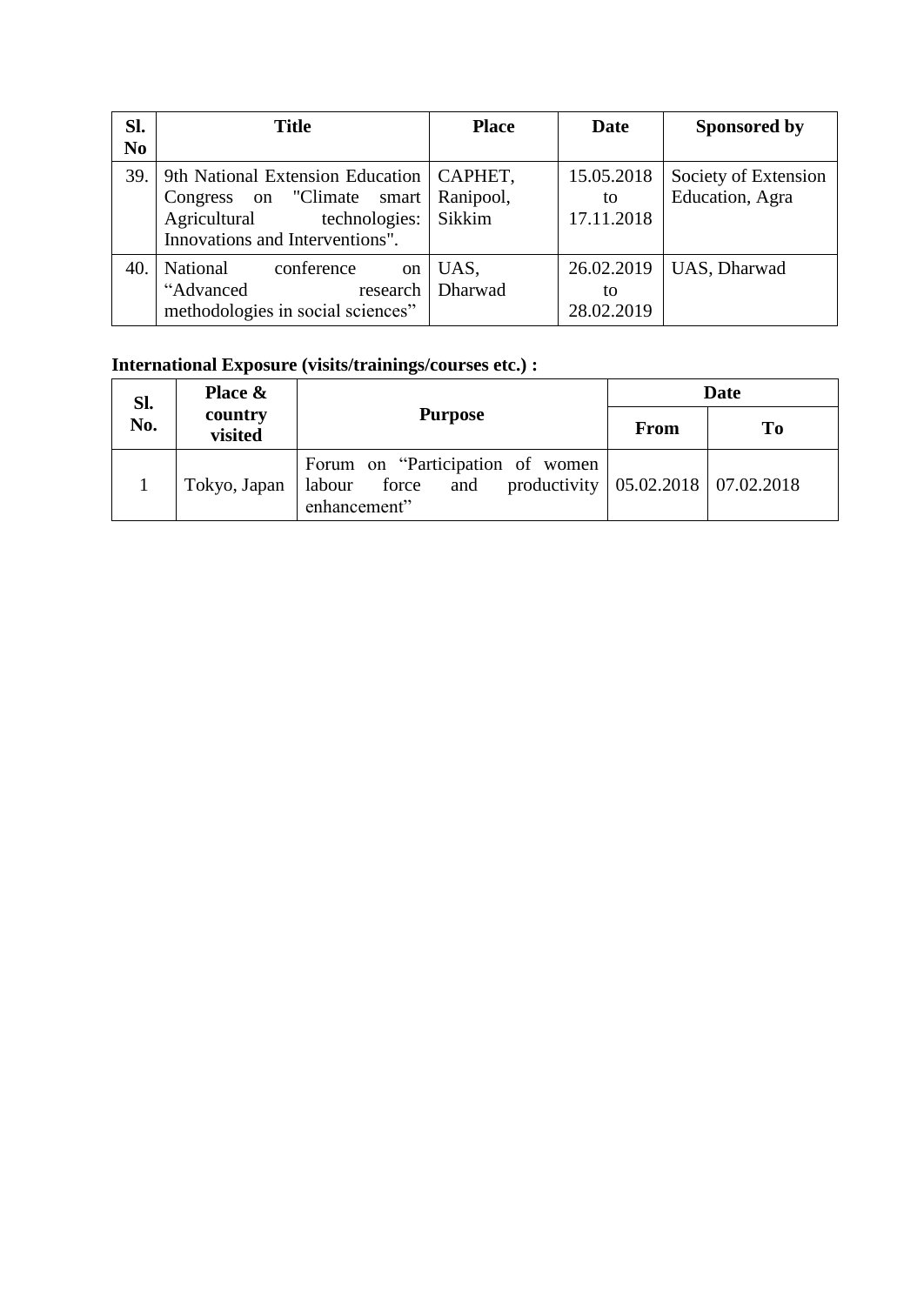| Sl. No | Title | Place | Date | Sponsored by |
|---|---|---|---|---|
| 39. | 9th National Extension Education Congress on "Climate smart Agricultural technologies: Innovations and Interventions". | CAPHET, Ranipool, Sikkim | 15.05.2018 to 17.11.2018 | Society of Extension Education, Agra |
| 40. | National conference on "Advanced research methodologies in social sciences" | UAS, Dharwad | 26.02.2019 to 28.02.2019 | UAS, Dharwad |

**International Exposure (visits/trainings/courses etc.) :**

| Sl. No. | Place & country visited | Purpose | Date | |
|---|---|---|---|---|
| | | | From | To |
| 1 | Tokyo, Japan | Forum on "Participation of women labour force and productivity enhancement" | 05.02.2018 | 07.02.2018 |